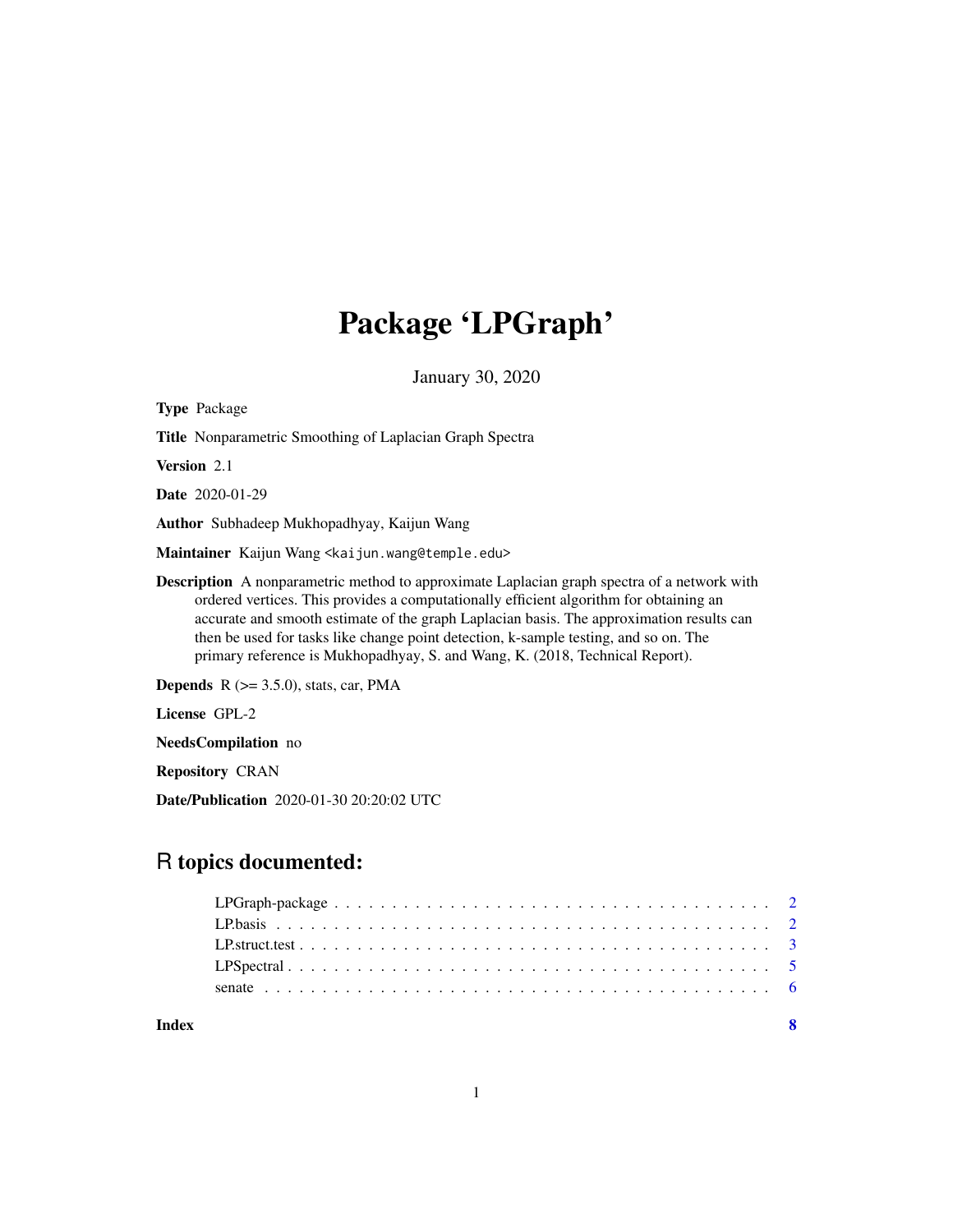# Package 'LPGraph'

January 30, 2020

**Type** Package

**Title** Nonparametric Smoothing of Laplacian Graph Spectra

**Version** 2.1

**Date** 2020-01-29

**Author** Subhadeep Mukhopadhyay, Kaijun Wang

**Maintainer** Kaijun Wang <kaijun.wang@temple.edu>

**Description** A nonparametric method to approximate Laplacian graph spectra of a network with ordered vertices. This provides a computationally efficient algorithm for obtaining an accurate and smooth estimate of the graph Laplacian basis. The approximation results can then be used for tasks like change point detection, k-sample testing, and so on. The primary reference is Mukhopadhyay, S. and Wang, K. (2018, Technical Report).

**Depends** R (>= 3.5.0), stats, car, PMA

**License** GPL-2

**NeedsCompilation** no

**Repository** CRAN

**Date/Publication** 2020-01-30 20:20:02 UTC

## R topics documented:

| | |
|---|---|
| LPGraph-package | 2 |
| LP.basis | 2 |
| LP.struct.test | 3 |
| LPSpectral | 5 |
| senate | 6 |
| **Index** | **8** |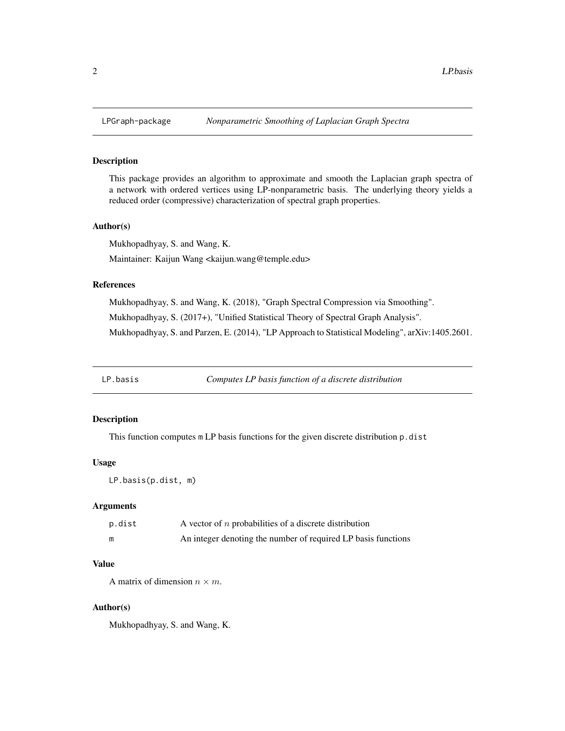## LPGraph-package — *Nonparametric Smoothing of Laplacian Graph Spectra*

### Description

This package provides an algorithm to approximate and smooth the Laplacian graph spectra of a network with ordered vertices using LP-nonparametric basis. The underlying theory yields a reduced order (compressive) characterization of spectral graph properties.

### Author(s)

Mukhopadhyay, S. and Wang, K.

Maintainer: Kaijun Wang <kaijun.wang@temple.edu>

### References

Mukhopadhyay, S. and Wang, K. (2018), "Graph Spectral Compression via Smoothing".

Mukhopadhyay, S. (2017+), "Unified Statistical Theory of Spectral Graph Analysis".

Mukhopadhyay, S. and Parzen, E. (2014), "LP Approach to Statistical Modeling", arXiv:1405.2601.

## LP.basis — *Computes LP basis function of a discrete distribution*

### Description

This function computes `m` LP basis functions for the given discrete distribution `p.dist`

### Usage

```
LP.basis(p.dist, m)
```

### Arguments

| | |
|---|---|
| `p.dist` | A vector of $n$ probabilities of a discrete distribution |
| `m` | An integer denoting the number of required LP basis functions |

### Value

A matrix of dimension $n \times m$.

### Author(s)

Mukhopadhyay, S. and Wang, K.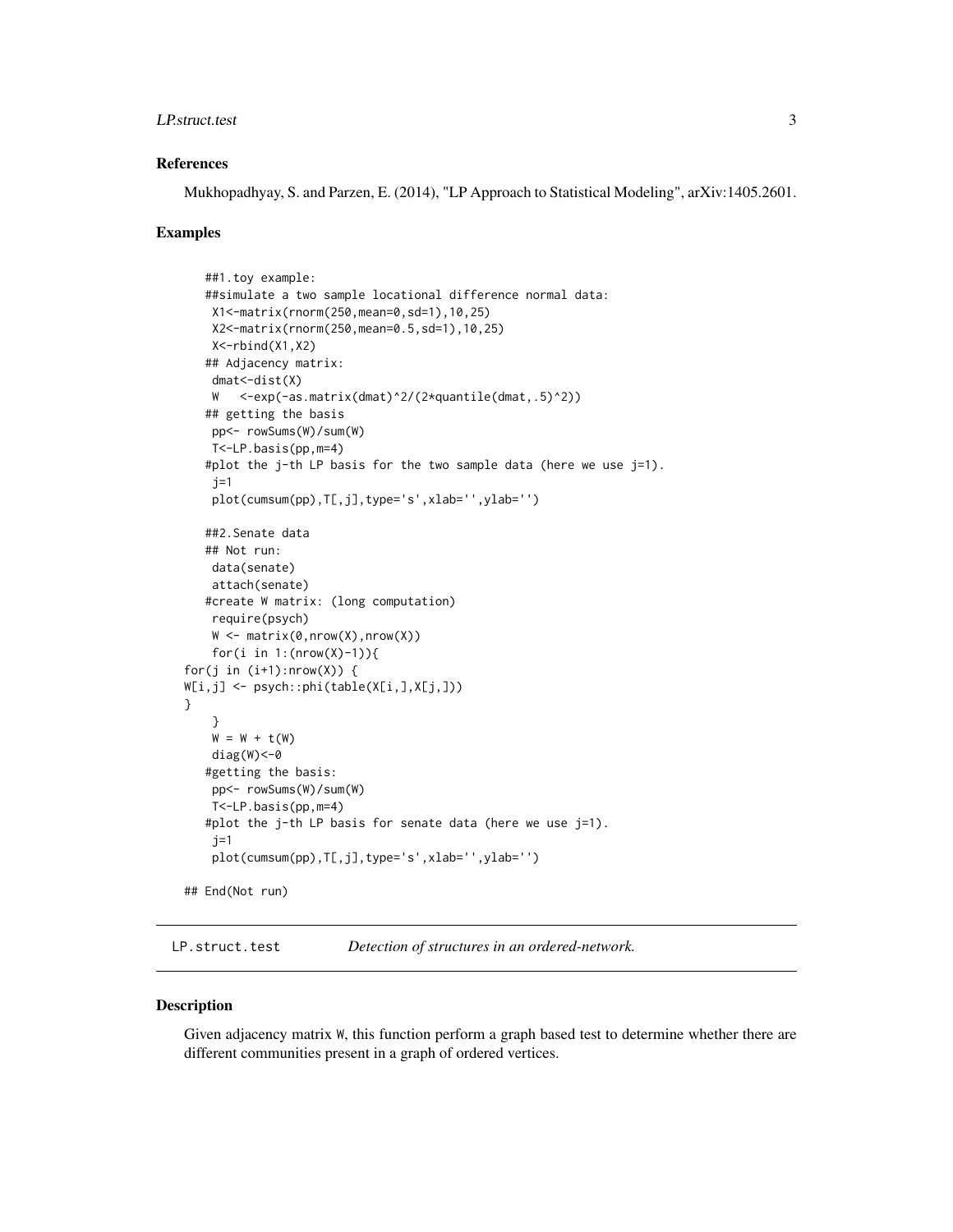### References

Mukhopadhyay, S. and Parzen, E. (2014), "LP Approach to Statistical Modeling", arXiv:1405.2601.

### Examples

```
    ##1.toy example:
    ##simulate a two sample locational difference normal data:
     X1<-matrix(rnorm(250,mean=0,sd=1),10,25)
     X2<-matrix(rnorm(250,mean=0.5,sd=1),10,25)
     X<-rbind(X1,X2)
    ## Adjacency matrix:
     dmat<-dist(X)
     W   <-exp(-as.matrix(dmat)^2/(2*quantile(dmat,.5)^2))
    ## getting the basis
     pp<- rowSums(W)/sum(W)
     T<-LP.basis(pp,m=4)
    #plot the j-th LP basis for the two sample data (here we use j=1).
     j=1
     plot(cumsum(pp),T[,j],type='s',xlab='',ylab='')

    ##2.Senate data
    ## Not run:
     data(senate)
     attach(senate)
    #create W matrix: (long computation)
     require(psych)
     W <- matrix(0,nrow(X),nrow(X))
     for(i in 1:(nrow(X)-1)){
for(j in (i+1):nrow(X)) {
W[i,j] <- psych::phi(table(X[i,],X[j,]))
}
     }
     W = W + t(W)
     diag(W)<-0
    #getting the basis:
     pp<- rowSums(W)/sum(W)
     T<-LP.basis(pp,m=4)
    #plot the j-th LP basis for senate data (here we use j=1).
     j=1
     plot(cumsum(pp),T[,j],type='s',xlab='',ylab='')

## End(Not run)
```

---

## LP.struct.test — *Detection of structures in an ordered-network.*

### Description

Given adjacency matrix W, this function perform a graph based test to determine whether there are different communities present in a graph of ordered vertices.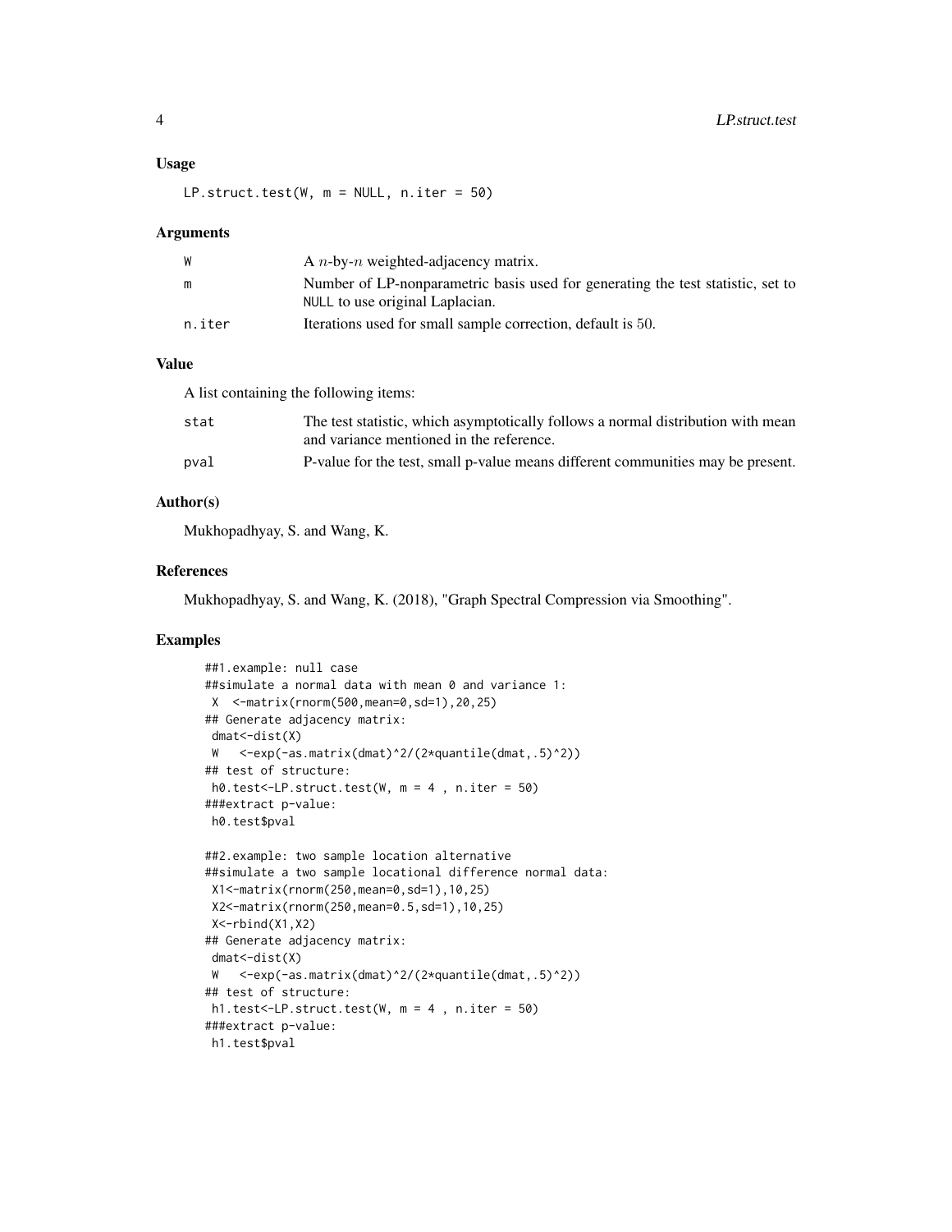### Usage

```
LP.struct.test(W, m = NULL, n.iter = 50)
```

### Arguments

| | |
|---|---|
| W | A $n$-by-$n$ weighted-adjacency matrix. |
| m | Number of LP-nonparametric basis used for generating the test statistic, set to NULL to use original Laplacian. |
| n.iter | Iterations used for small sample correction, default is 50. |

### Value

A list containing the following items:

| | |
|---|---|
| stat | The test statistic, which asymptotically follows a normal distribution with mean and variance mentioned in the reference. |
| pval | P-value for the test, small p-value means different communities may be present. |

### Author(s)

Mukhopadhyay, S. and Wang, K.

### References

Mukhopadhyay, S. and Wang, K. (2018), "Graph Spectral Compression via Smoothing".

### Examples

```
##1.example: null case
##simulate a normal data with mean 0 and variance 1:
 X  <-matrix(rnorm(500,mean=0,sd=1),20,25)
## Generate adjacency matrix:
 dmat<-dist(X)
 W   <-exp(-as.matrix(dmat)^2/(2*quantile(dmat,.5)^2))
## test of structure:
 h0.test<-LP.struct.test(W, m = 4 , n.iter = 50)
###extract p-value:
 h0.test$pval

##2.example: two sample location alternative
##simulate a two sample locational difference normal data:
 X1<-matrix(rnorm(250,mean=0,sd=1),10,25)
 X2<-matrix(rnorm(250,mean=0.5,sd=1),10,25)
 X<-rbind(X1,X2)
## Generate adjacency matrix:
 dmat<-dist(X)
 W   <-exp(-as.matrix(dmat)^2/(2*quantile(dmat,.5)^2))
## test of structure:
 h1.test<-LP.struct.test(W, m = 4 , n.iter = 50)
###extract p-value:
 h1.test$pval
```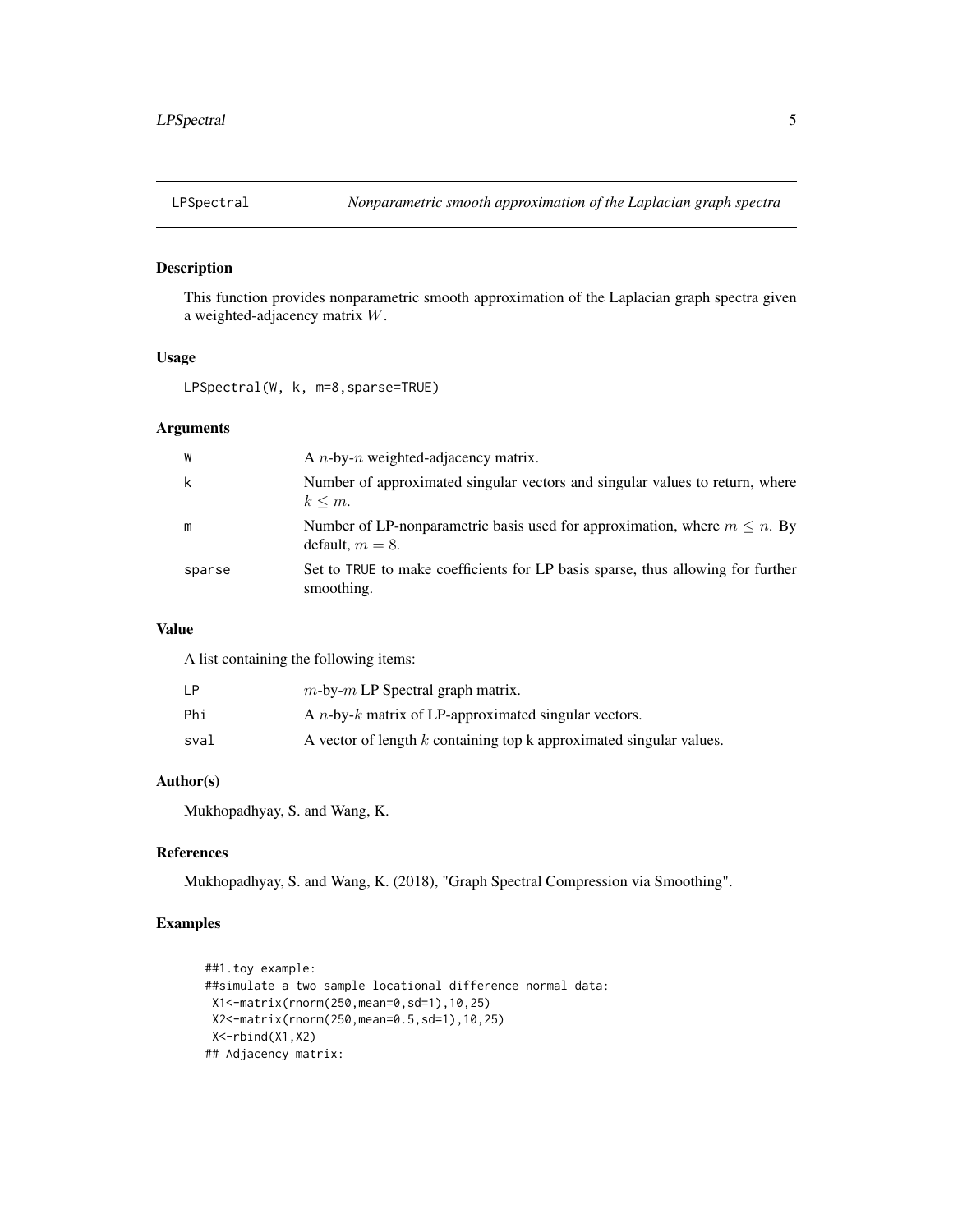# LPSpectral — *Nonparametric smooth approximation of the Laplacian graph spectra*

## Description

This function provides nonparametric smooth approximation of the Laplacian graph spectra given a weighted-adjacency matrix $W$.

## Usage

```
LPSpectral(W, k, m=8,sparse=TRUE)
```

## Arguments

| | |
|---|---|
| W | A $n$-by-$n$ weighted-adjacency matrix. |
| k | Number of approximated singular vectors and singular values to return, where $k \leq m$. |
| m | Number of LP-nonparametric basis used for approximation, where $m \leq n$. By default, $m = 8$. |
| sparse | Set to TRUE to make coefficients for LP basis sparse, thus allowing for further smoothing. |

## Value

A list containing the following items:

| | |
|---|---|
| LP | $m$-by-$m$ LP Spectral graph matrix. |
| Phi | A $n$-by-$k$ matrix of LP-approximated singular vectors. |
| sval | A vector of length $k$ containing top k approximated singular values. |

## Author(s)

Mukhopadhyay, S. and Wang, K.

## References

Mukhopadhyay, S. and Wang, K. (2018), "Graph Spectral Compression via Smoothing".

## Examples

```
##1.toy example:
##simulate a two sample locational difference normal data:
 X1<-matrix(rnorm(250,mean=0,sd=1),10,25)
 X2<-matrix(rnorm(250,mean=0.5,sd=1),10,25)
 X<-rbind(X1,X2)
## Adjacency matrix:
```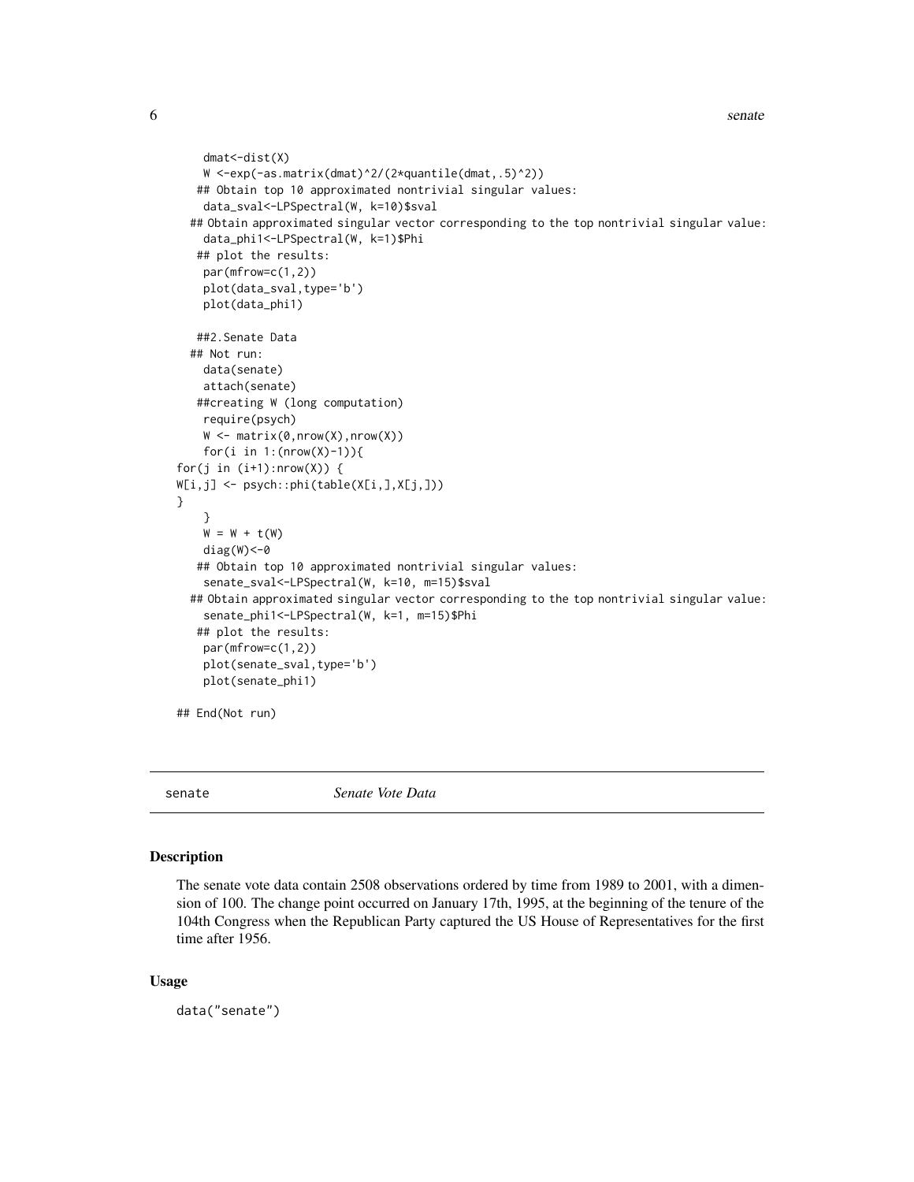```
    dmat<-dist(X)
    W <-exp(-as.matrix(dmat)^2/(2*quantile(dmat,.5)^2))
   ## Obtain top 10 approximated nontrivial singular values:
    data_sval<-LPSpectral(W, k=10)$sval
  ## Obtain approximated singular vector corresponding to the top nontrivial singular value:
    data_phi1<-LPSpectral(W, k=1)$Phi
   ## plot the results:
    par(mfrow=c(1,2))
    plot(data_sval,type='b')
    plot(data_phi1)

   ##2.Senate Data
  ## Not run:
    data(senate)
    attach(senate)
   ##creating W (long computation)
    require(psych)
    W <- matrix(0,nrow(X),nrow(X))
    for(i in 1:(nrow(X)-1)){
for(j in (i+1):nrow(X)) {
W[i,j] <- psych::phi(table(X[i,],X[j,]))
}
    }
    W = W + t(W)
    diag(W)<-0
   ## Obtain top 10 approximated nontrivial singular values:
    senate_sval<-LPSpectral(W, k=10, m=15)$sval
  ## Obtain approximated singular vector corresponding to the top nontrivial singular value:
    senate_phi1<-LPSpectral(W, k=1, m=15)$Phi
   ## plot the results:
    par(mfrow=c(1,2))
    plot(senate_sval,type='b')
    plot(senate_phi1)

## End(Not run)
```

---

senate *Senate Vote Data*

---

## Description

The senate vote data contain 2508 observations ordered by time from 1989 to 2001, with a dimension of 100. The change point occurred on January 17th, 1995, at the beginning of the tenure of the 104th Congress when the Republican Party captured the US House of Representatives for the first time after 1956.

## Usage

```
data("senate")
```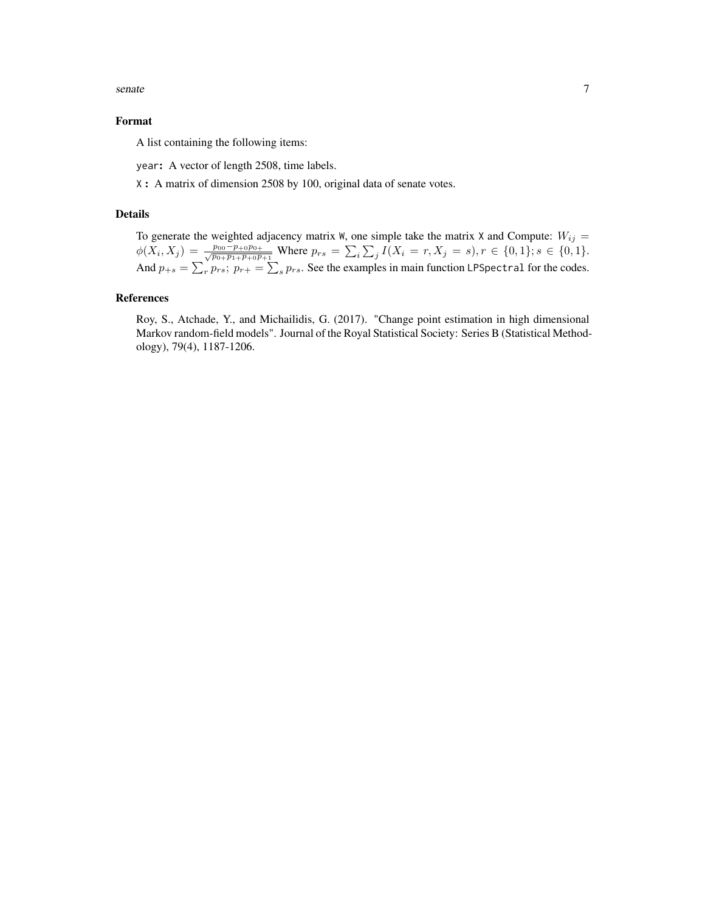## Format

A list containing the following items:

`year`**:** A vector of length 2508, time labels.

`X`**:** A matrix of dimension 2508 by 100, original data of senate votes.

## Details

To generate the weighted adjacency matrix `W`, one simple take the matrix `X` and Compute: $W_{ij} = \phi(X_i, X_j) = \frac{p_{00} - p_{+0}p_{0+}}{\sqrt{p_{0+}p_{1+}p_{+0}p_{+1}}}$ Where $p_{rs} = \sum_i \sum_j I(X_i = r, X_j = s), r \in \{0,1\}; s \in \{0,1\}$. And $p_{+s} = \sum_r p_{rs}$; $p_{r+} = \sum_s p_{rs}$. See the examples in main function `LPSpectral` for the codes.

## References

Roy, S., Atchade, Y., and Michailidis, G. (2017). "Change point estimation in high dimensional Markov random-field models". Journal of the Royal Statistical Society: Series B (Statistical Methodology), 79(4), 1187-1206.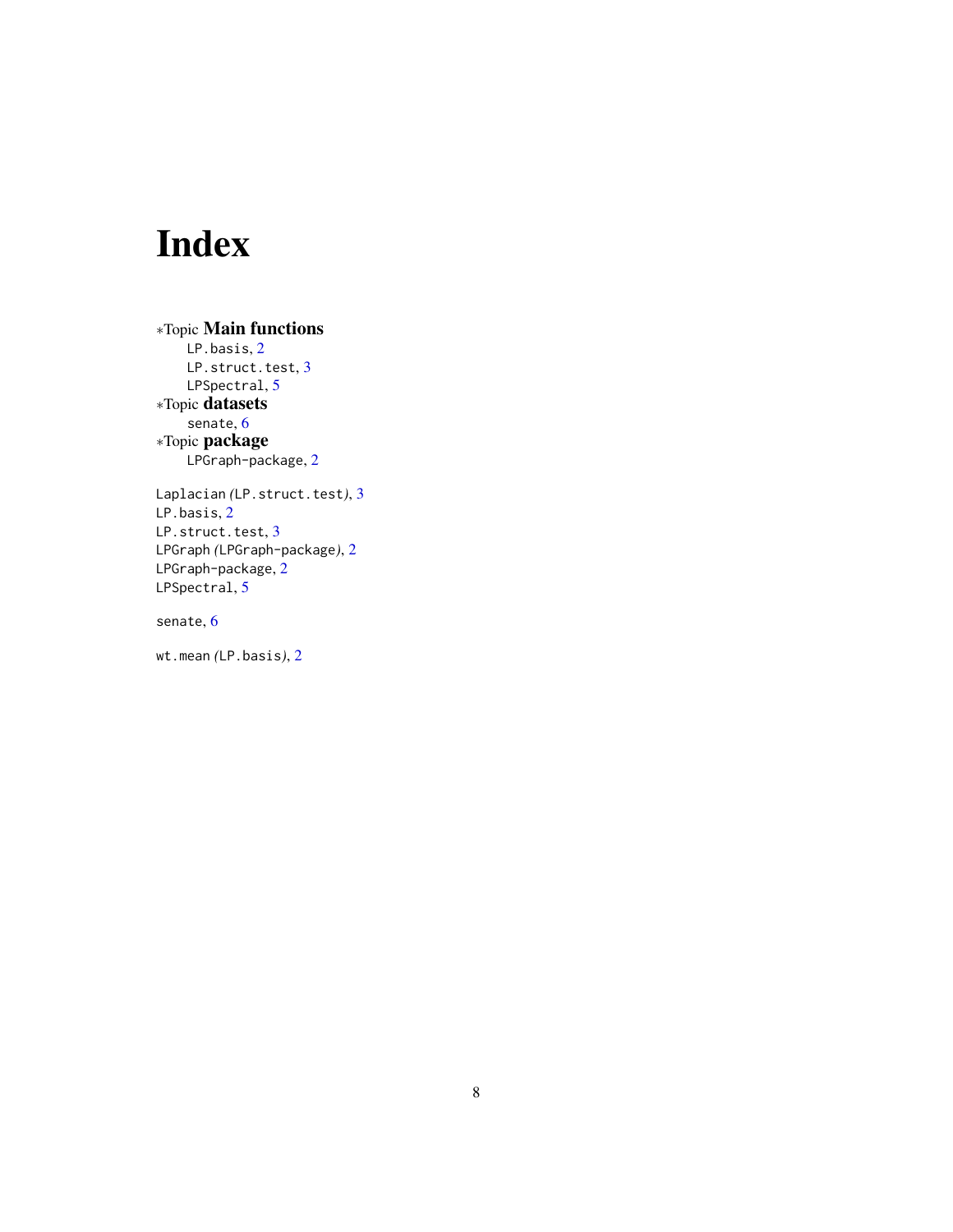# Index

∗Topic **Main functions**
    LP.basis, 2
    LP.struct.test, 3
    LPSpectral, 5
∗Topic **datasets**
    senate, 6
∗Topic **package**
    LPGraph-package, 2

Laplacian *(*LP.struct.test*)*, 3
LP.basis, 2
LP.struct.test, 3
LPGraph *(*LPGraph-package*)*, 2
LPGraph-package, 2
LPSpectral, 5

senate, 6

wt.mean *(*LP.basis*)*, 2